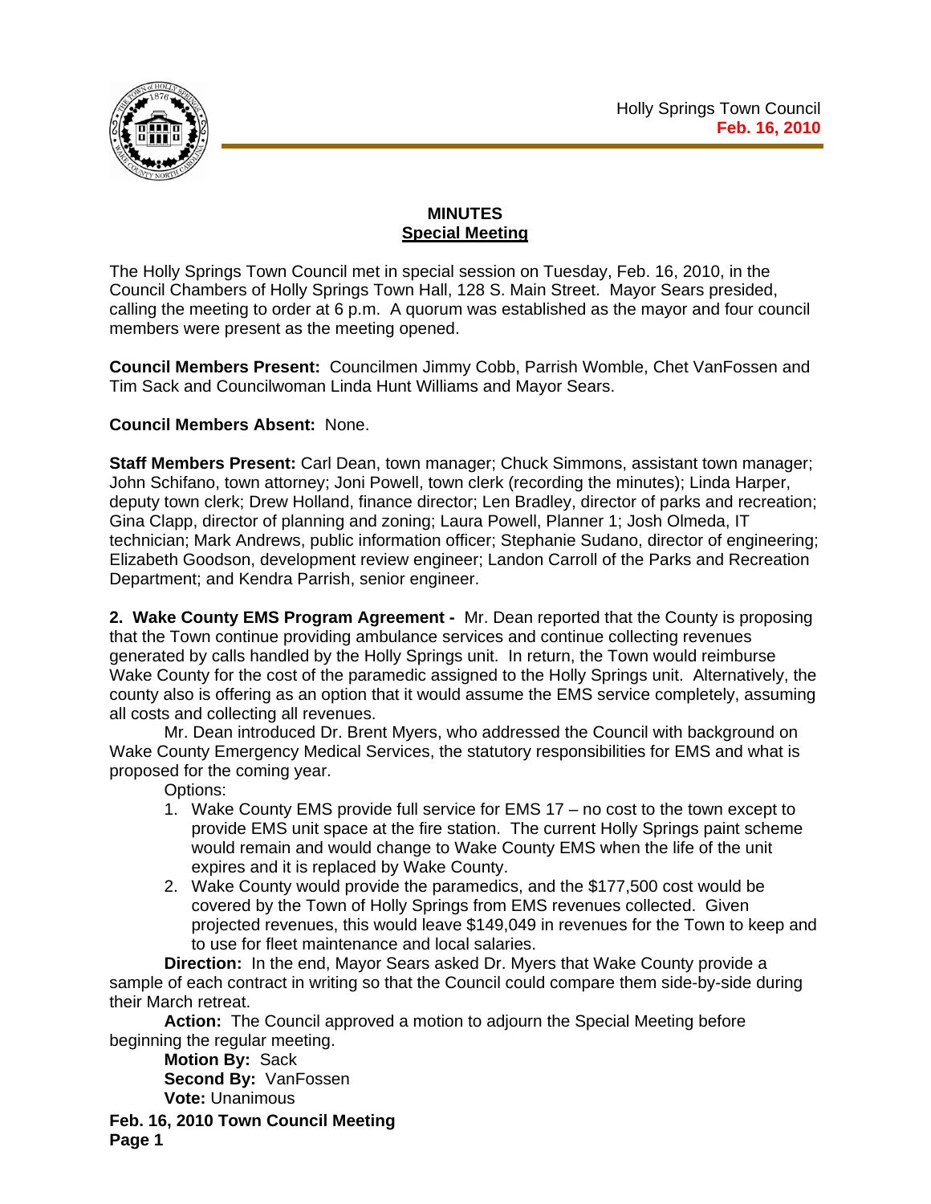# MINUTES
## Special Meeting

The Holly Springs Town Council met in special session on Tuesday, Feb. 16, 2010, in the Council Chambers of Holly Springs Town Hall, 128 S. Main Street. Mayor Sears presided, calling the meeting to order at 6 p.m. A quorum was established as the mayor and four council members were present as the meeting opened.

**Council Members Present:** Councilmen Jimmy Cobb, Parrish Womble, Chet VanFossen and Tim Sack and Councilwoman Linda Hunt Williams and Mayor Sears.

**Council Members Absent:** None.

**Staff Members Present:** Carl Dean, town manager; Chuck Simmons, assistant town manager; John Schifano, town attorney; Joni Powell, town clerk (recording the minutes); Linda Harper, deputy town clerk; Drew Holland, finance director; Len Bradley, director of parks and recreation; Gina Clapp, director of planning and zoning; Laura Powell, Planner 1; Josh Olmeda, IT technician; Mark Andrews, public information officer; Stephanie Sudano, director of engineering; Elizabeth Goodson, development review engineer; Landon Carroll of the Parks and Recreation Department; and Kendra Parrish, senior engineer.

**2. Wake County EMS Program Agreement -** Mr. Dean reported that the County is proposing that the Town continue providing ambulance services and continue collecting revenues generated by calls handled by the Holly Springs unit. In return, the Town would reimburse Wake County for the cost of the paramedic assigned to the Holly Springs unit. Alternatively, the county also is offering as an option that it would assume the EMS service completely, assuming all costs and collecting all revenues.

Mr. Dean introduced Dr. Brent Myers, who addressed the Council with background on Wake County Emergency Medical Services, the statutory responsibilities for EMS and what is proposed for the coming year.

Options:

1. Wake County EMS provide full service for EMS 17 – no cost to the town except to provide EMS unit space at the fire station. The current Holly Springs paint scheme would remain and would change to Wake County EMS when the life of the unit expires and it is replaced by Wake County.
2. Wake County would provide the paramedics, and the $177,500 cost would be covered by the Town of Holly Springs from EMS revenues collected. Given projected revenues, this would leave $149,049 in revenues for the Town to keep and to use for fleet maintenance and local salaries.

**Direction:** In the end, Mayor Sears asked Dr. Myers that Wake County provide a sample of each contract in writing so that the Council could compare them side-by-side during their March retreat.

**Action:** The Council approved a motion to adjourn the Special Meeting before beginning the regular meeting.

**Motion By:** Sack
**Second By:** VanFossen
**Vote:** Unanimous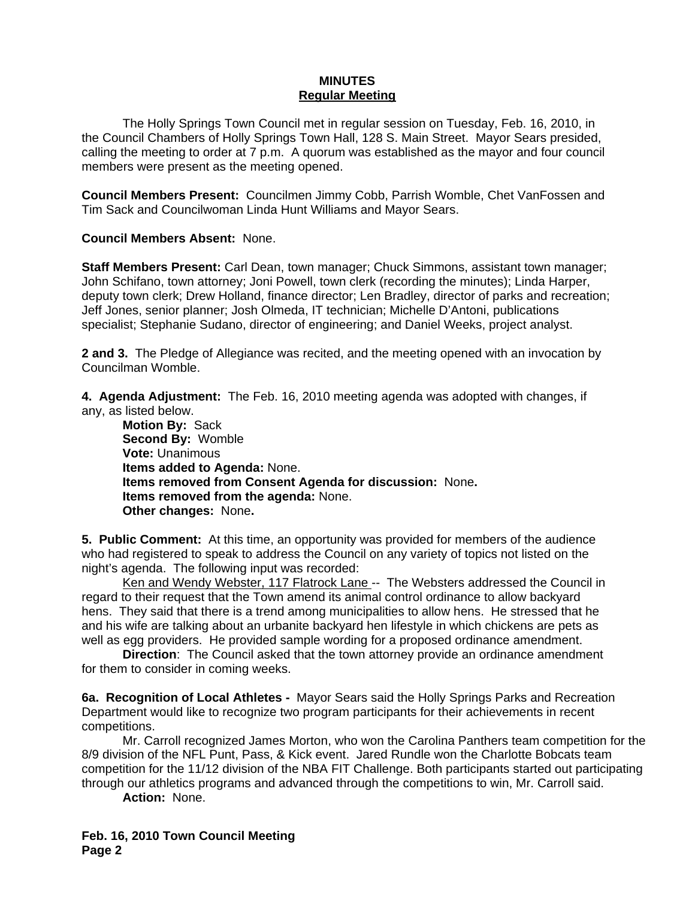**MINUTES**
**Regular Meeting**

The Holly Springs Town Council met in regular session on Tuesday, Feb. 16, 2010, in the Council Chambers of Holly Springs Town Hall, 128 S. Main Street. Mayor Sears presided, calling the meeting to order at 7 p.m. A quorum was established as the mayor and four council members were present as the meeting opened.

**Council Members Present:** Councilmen Jimmy Cobb, Parrish Womble, Chet VanFossen and Tim Sack and Councilwoman Linda Hunt Williams and Mayor Sears.

**Council Members Absent:** None.

**Staff Members Present:** Carl Dean, town manager; Chuck Simmons, assistant town manager; John Schifano, town attorney; Joni Powell, town clerk (recording the minutes); Linda Harper, deputy town clerk; Drew Holland, finance director; Len Bradley, director of parks and recreation; Jeff Jones, senior planner; Josh Olmeda, IT technician; Michelle D'Antoni, publications specialist; Stephanie Sudano, director of engineering; and Daniel Weeks, project analyst.

**2 and 3.** The Pledge of Allegiance was recited, and the meeting opened with an invocation by Councilman Womble.

**4. Agenda Adjustment:** The Feb. 16, 2010 meeting agenda was adopted with changes, if any, as listed below.

**Motion By:** Sack
**Second By:** Womble
**Vote:** Unanimous
**Items added to Agenda:** None.
**Items removed from Consent Agenda for discussion:** None**.**
**Items removed from the agenda:** None.
**Other changes:** None**.**

**5. Public Comment:** At this time, an opportunity was provided for members of the audience who had registered to speak to address the Council on any variety of topics not listed on the night's agenda. The following input was recorded:

Ken and Wendy Webster, 117 Flatrock Lane -- The Websters addressed the Council in regard to their request that the Town amend its animal control ordinance to allow backyard hens. They said that there is a trend among municipalities to allow hens. He stressed that he and his wife are talking about an urbanite backyard hen lifestyle in which chickens are pets as well as egg providers. He provided sample wording for a proposed ordinance amendment.

**Direction**: The Council asked that the town attorney provide an ordinance amendment for them to consider in coming weeks.

**6a. Recognition of Local Athletes -** Mayor Sears said the Holly Springs Parks and Recreation Department would like to recognize two program participants for their achievements in recent competitions.

Mr. Carroll recognized James Morton, who won the Carolina Panthers team competition for the 8/9 division of the NFL Punt, Pass, & Kick event. Jared Rundle won the Charlotte Bobcats team competition for the 11/12 division of the NBA FIT Challenge. Both participants started out participating through our athletics programs and advanced through the competitions to win, Mr. Carroll said.

**Action:** None.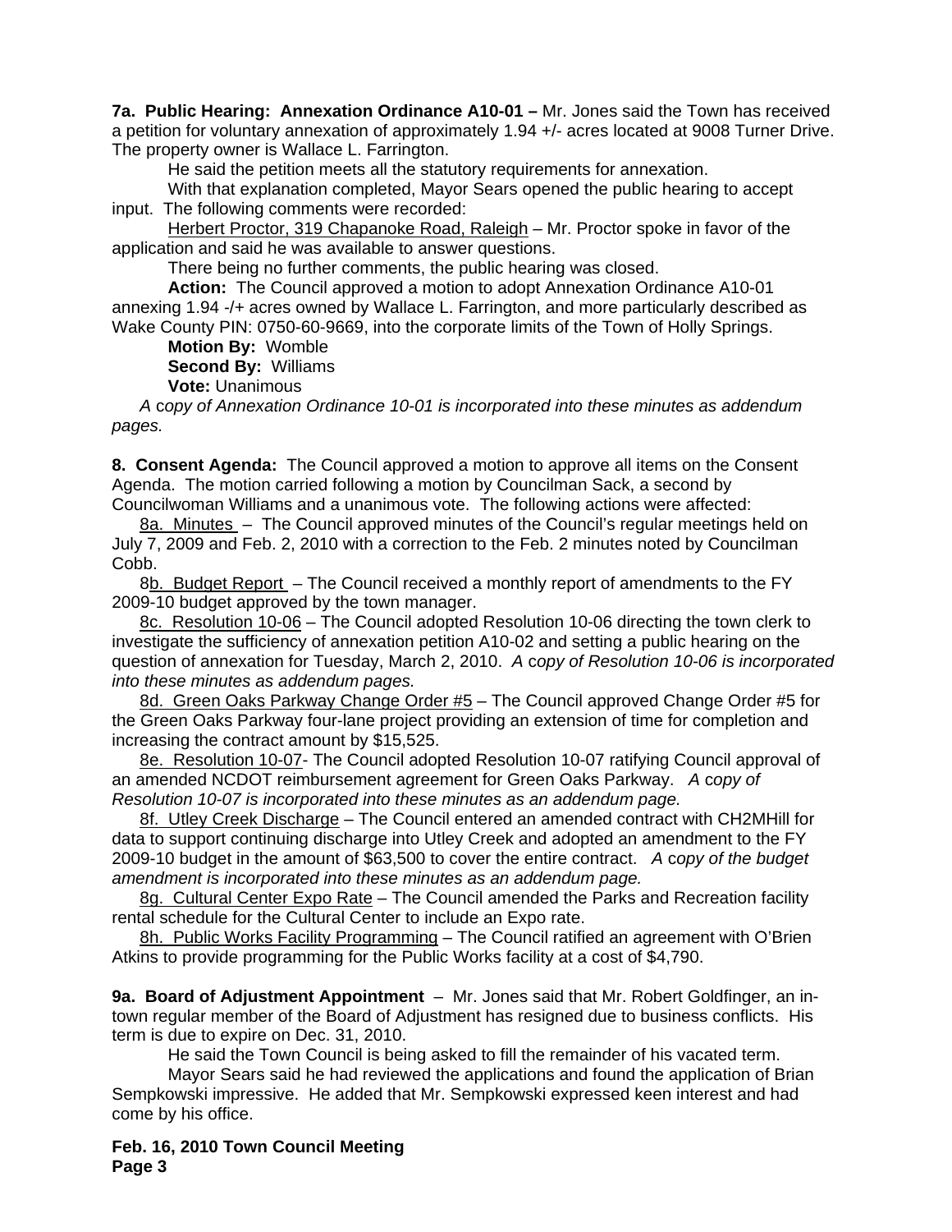**7a. Public Hearing: Annexation Ordinance A10-01 –** Mr. Jones said the Town has received a petition for voluntary annexation of approximately 1.94 +/- acres located at 9008 Turner Drive. The property owner is Wallace L. Farrington.

He said the petition meets all the statutory requirements for annexation.

With that explanation completed, Mayor Sears opened the public hearing to accept input. The following comments were recorded:

Herbert Proctor, 319 Chapanoke Road, Raleigh – Mr. Proctor spoke in favor of the application and said he was available to answer questions.

There being no further comments, the public hearing was closed.

**Action:** The Council approved a motion to adopt Annexation Ordinance A10-01 annexing 1.94 -/+ acres owned by Wallace L. Farrington, and more particularly described as Wake County PIN: 0750-60-9669, into the corporate limits of the Town of Holly Springs.

**Motion By:** Womble

**Second By:** Williams

**Vote:** Unanimous

*A copy of Annexation Ordinance 10-01 is incorporated into these minutes as addendum pages.*

**8. Consent Agenda:** The Council approved a motion to approve all items on the Consent Agenda. The motion carried following a motion by Councilman Sack, a second by Councilwoman Williams and a unanimous vote. The following actions were affected:

8a. Minutes – The Council approved minutes of the Council's regular meetings held on July 7, 2009 and Feb. 2, 2010 with a correction to the Feb. 2 minutes noted by Councilman Cobb.

8b. Budget Report – The Council received a monthly report of amendments to the FY 2009-10 budget approved by the town manager.

8c. Resolution 10-06 – The Council adopted Resolution 10-06 directing the town clerk to investigate the sufficiency of annexation petition A10-02 and setting a public hearing on the question of annexation for Tuesday, March 2, 2010. *A copy of Resolution 10-06 is incorporated into these minutes as addendum pages.*

8d. Green Oaks Parkway Change Order #5 – The Council approved Change Order #5 for the Green Oaks Parkway four-lane project providing an extension of time for completion and increasing the contract amount by $15,525.

8e. Resolution 10-07- The Council adopted Resolution 10-07 ratifying Council approval of an amended NCDOT reimbursement agreement for Green Oaks Parkway. *A copy of Resolution 10-07 is incorporated into these minutes as an addendum page.*

8f. Utley Creek Discharge – The Council entered an amended contract with CH2MHill for data to support continuing discharge into Utley Creek and adopted an amendment to the FY 2009-10 budget in the amount of $63,500 to cover the entire contract. *A copy of the budget amendment is incorporated into these minutes as an addendum page.*

8g. Cultural Center Expo Rate – The Council amended the Parks and Recreation facility rental schedule for the Cultural Center to include an Expo rate.

8h. Public Works Facility Programming – The Council ratified an agreement with O'Brien Atkins to provide programming for the Public Works facility at a cost of $4,790.

**9a. Board of Adjustment Appointment** – Mr. Jones said that Mr. Robert Goldfinger, an in-town regular member of the Board of Adjustment has resigned due to business conflicts. His term is due to expire on Dec. 31, 2010.

He said the Town Council is being asked to fill the remainder of his vacated term.

Mayor Sears said he had reviewed the applications and found the application of Brian Sempkowski impressive. He added that Mr. Sempkowski expressed keen interest and had come by his office.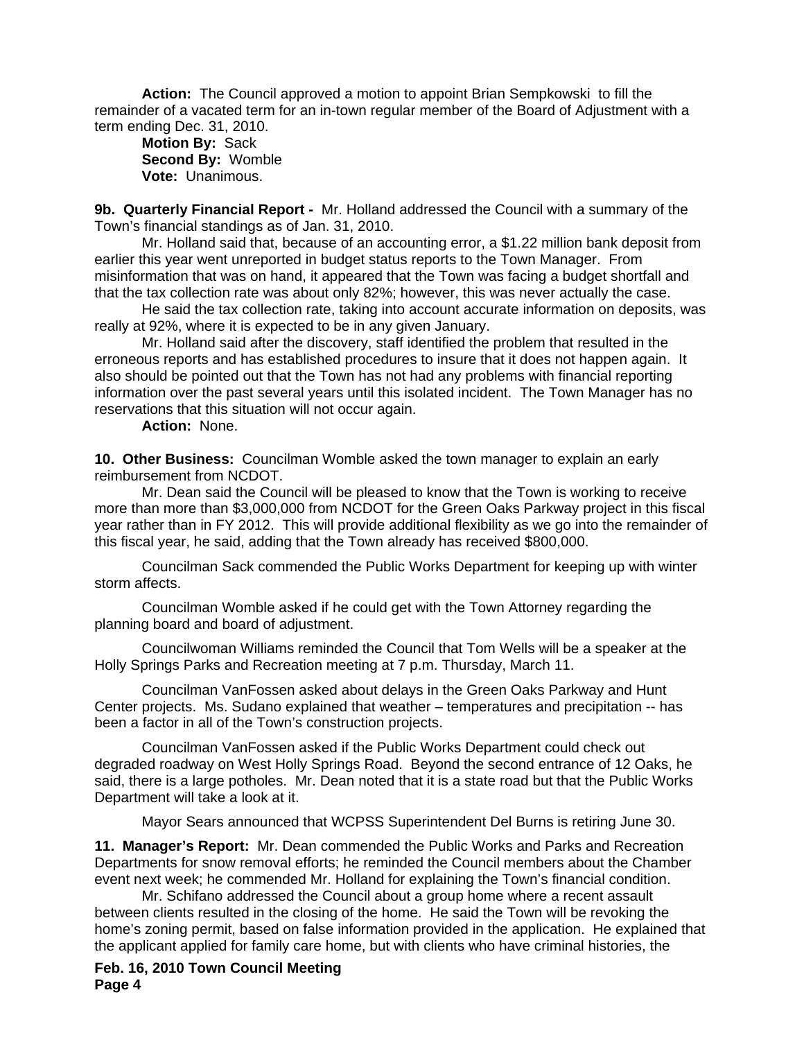**Action:** The Council approved a motion to appoint Brian Sempkowski to fill the remainder of a vacated term for an in-town regular member of the Board of Adjustment with a term ending Dec. 31, 2010.

**Motion By:** Sack
**Second By:** Womble
**Vote:** Unanimous.

**9b. Quarterly Financial Report -** Mr. Holland addressed the Council with a summary of the Town's financial standings as of Jan. 31, 2010.

Mr. Holland said that, because of an accounting error, a $1.22 million bank deposit from earlier this year went unreported in budget status reports to the Town Manager. From misinformation that was on hand, it appeared that the Town was facing a budget shortfall and that the tax collection rate was about only 82%; however, this was never actually the case.

He said the tax collection rate, taking into account accurate information on deposits, was really at 92%, where it is expected to be in any given January.

Mr. Holland said after the discovery, staff identified the problem that resulted in the erroneous reports and has established procedures to insure that it does not happen again. It also should be pointed out that the Town has not had any problems with financial reporting information over the past several years until this isolated incident. The Town Manager has no reservations that this situation will not occur again.

**Action:** None.

**10. Other Business:** Councilman Womble asked the town manager to explain an early reimbursement from NCDOT.

Mr. Dean said the Council will be pleased to know that the Town is working to receive more than more than $3,000,000 from NCDOT for the Green Oaks Parkway project in this fiscal year rather than in FY 2012. This will provide additional flexibility as we go into the remainder of this fiscal year, he said, adding that the Town already has received $800,000.

Councilman Sack commended the Public Works Department for keeping up with winter storm affects.

Councilman Womble asked if he could get with the Town Attorney regarding the planning board and board of adjustment.

Councilwoman Williams reminded the Council that Tom Wells will be a speaker at the Holly Springs Parks and Recreation meeting at 7 p.m. Thursday, March 11.

Councilman VanFossen asked about delays in the Green Oaks Parkway and Hunt Center projects. Ms. Sudano explained that weather – temperatures and precipitation -- has been a factor in all of the Town's construction projects.

Councilman VanFossen asked if the Public Works Department could check out degraded roadway on West Holly Springs Road. Beyond the second entrance of 12 Oaks, he said, there is a large potholes. Mr. Dean noted that it is a state road but that the Public Works Department will take a look at it.

Mayor Sears announced that WCPSS Superintendent Del Burns is retiring June 30.

**11. Manager's Report:** Mr. Dean commended the Public Works and Parks and Recreation Departments for snow removal efforts; he reminded the Council members about the Chamber event next week; he commended Mr. Holland for explaining the Town's financial condition.

Mr. Schifano addressed the Council about a group home where a recent assault between clients resulted in the closing of the home. He said the Town will be revoking the home's zoning permit, based on false information provided in the application. He explained that the applicant applied for family care home, but with clients who have criminal histories, the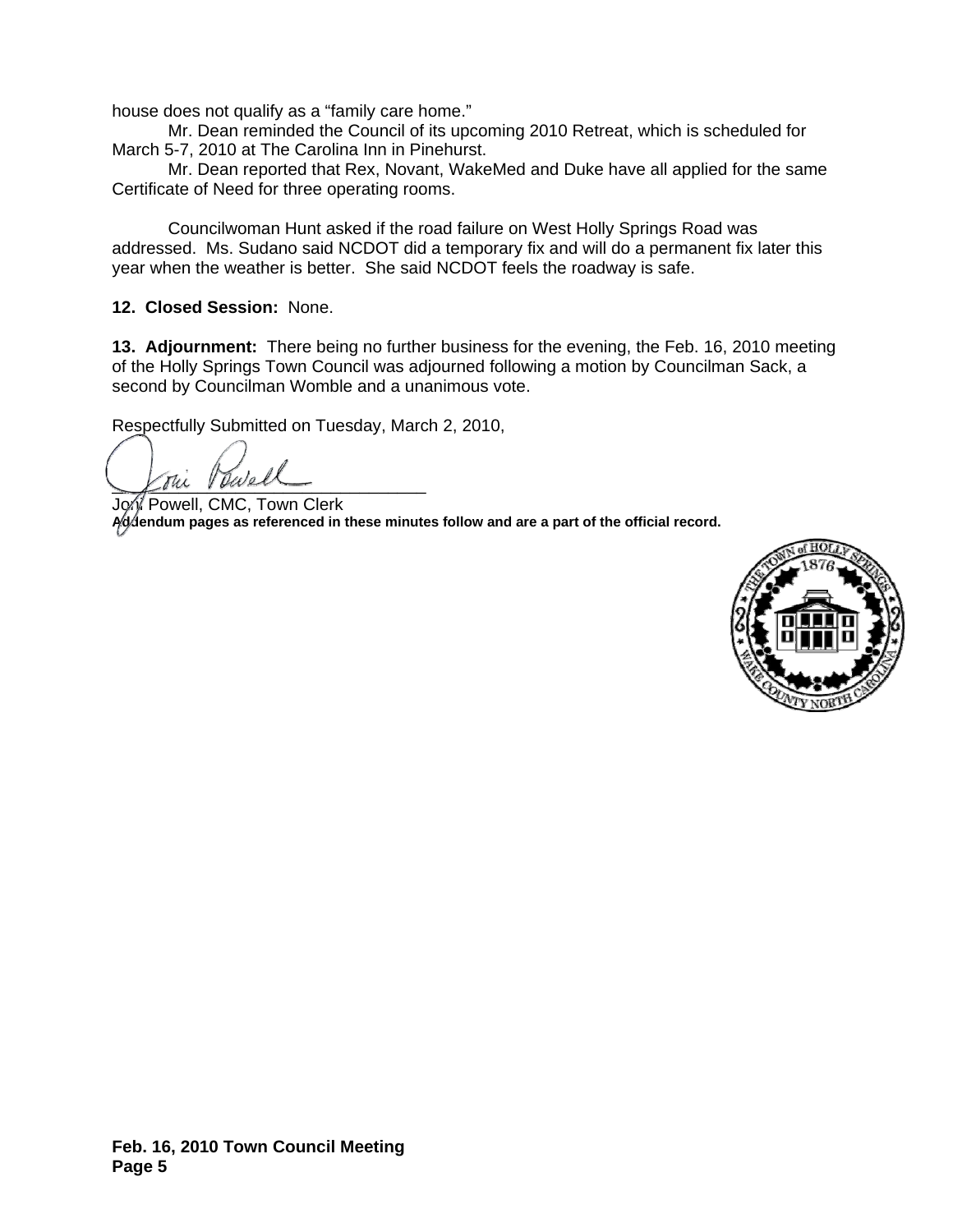house does not qualify as a “family care home.”

Mr. Dean reminded the Council of its upcoming 2010 Retreat, which is scheduled for March 5-7, 2010 at The Carolina Inn in Pinehurst.

Mr. Dean reported that Rex, Novant, WakeMed and Duke have all applied for the same Certificate of Need for three operating rooms.

Councilwoman Hunt asked if the road failure on West Holly Springs Road was addressed. Ms. Sudano said NCDOT did a temporary fix and will do a permanent fix later this year when the weather is better. She said NCDOT feels the roadway is safe.

**12. Closed Session:** None.

**13. Adjournment:** There being no further business for the evening, the Feb. 16, 2010 meeting of the Holly Springs Town Council was adjourned following a motion by Councilman Sack, a second by Councilman Womble and a unanimous vote.

Respectfully Submitted on Tuesday, March 2, 2010,

\_\_\_\_\_\_\_\_\_\_\_\_\_\_\_\_\_\_\_\_\_\_\_\_\_\_\_\_\_\_\_\_\_\_

Joni Powell, CMC, Town Clerk

**Addendum pages as referenced in these minutes follow and are a part of the official record.**